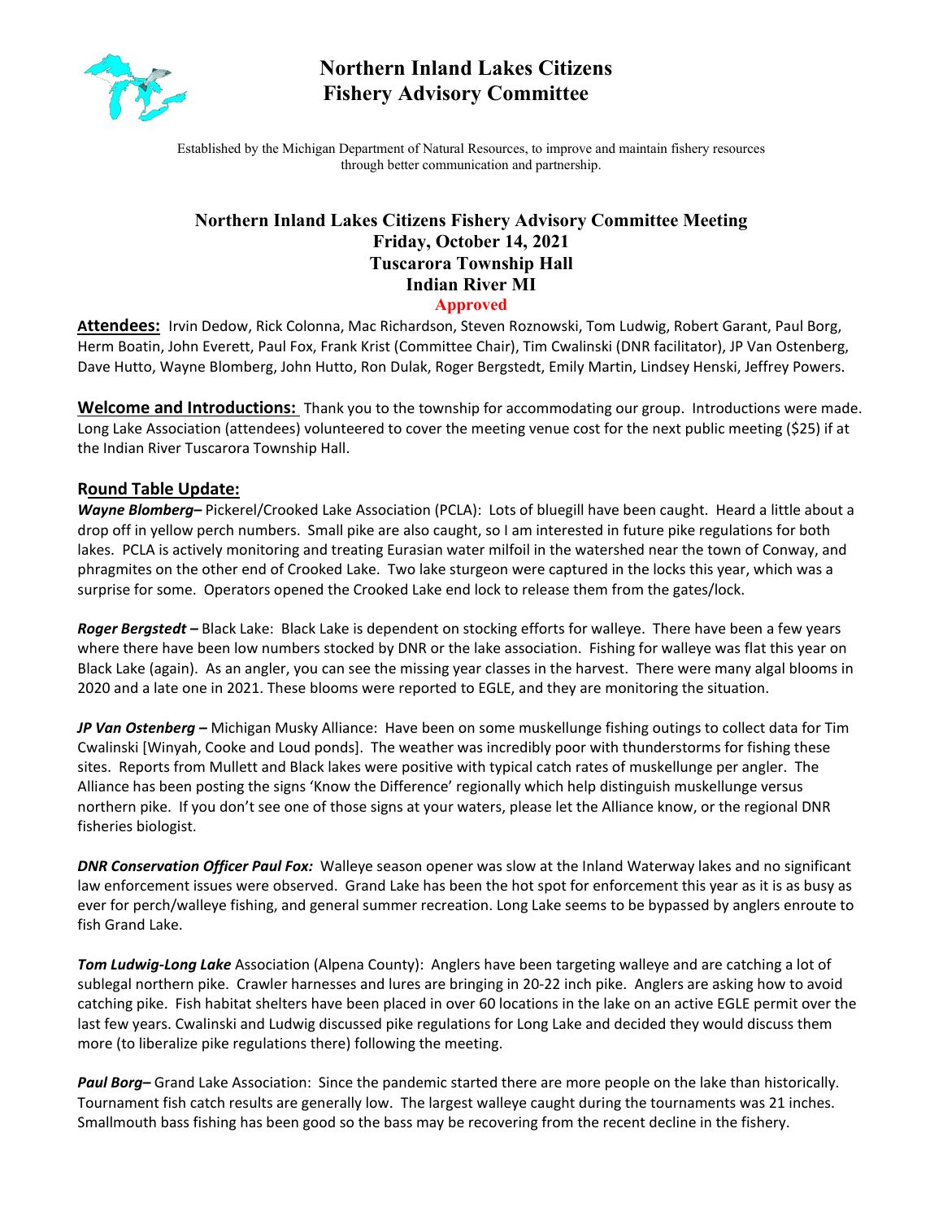# Northern Inland Lakes Citizens Fishery Advisory Committee

Established by the Michigan Department of Natural Resources, to improve and maintain fishery resources through better communication and partnership.

## Northern Inland Lakes Citizens Fishery Advisory Committee Meeting
**Friday, October 14, 2021**
**Tuscarora Township Hall**
**Indian River MI**
**Approved**

**Attendees:** Irvin Dedow, Rick Colonna, Mac Richardson, Steven Roznowski, Tom Ludwig, Robert Garant, Paul Borg, Herm Boatin, John Everett, Paul Fox, Frank Krist (Committee Chair), Tim Cwalinski (DNR facilitator), JP Van Ostenberg, Dave Hutto, Wayne Blomberg, John Hutto, Ron Dulak, Roger Bergstedt, Emily Martin, Lindsey Henski, Jeffrey Powers.

**Welcome and Introductions:** Thank you to the township for accommodating our group. Introductions were made. Long Lake Association (attendees) volunteered to cover the meeting venue cost for the next public meeting ($25) if at the Indian River Tuscarora Township Hall.

**Round Table Update:**

***Wayne Blomberg–*** Pickerel/Crooked Lake Association (PCLA): Lots of bluegill have been caught. Heard a little about a drop off in yellow perch numbers. Small pike are also caught, so I am interested in future pike regulations for both lakes. PCLA is actively monitoring and treating Eurasian water milfoil in the watershed near the town of Conway, and phragmites on the other end of Crooked Lake. Two lake sturgeon were captured in the locks this year, which was a surprise for some. Operators opened the Crooked Lake end lock to release them from the gates/lock.

***Roger Bergstedt –*** Black Lake: Black Lake is dependent on stocking efforts for walleye. There have been a few years where there have been low numbers stocked by DNR or the lake association. Fishing for walleye was flat this year on Black Lake (again). As an angler, you can see the missing year classes in the harvest. There were many algal blooms in 2020 and a late one in 2021. These blooms were reported to EGLE, and they are monitoring the situation.

***JP Van Ostenberg –*** Michigan Musky Alliance: Have been on some muskellunge fishing outings to collect data for Tim Cwalinski [Winyah, Cooke and Loud ponds]. The weather was incredibly poor with thunderstorms for fishing these sites. Reports from Mullett and Black lakes were positive with typical catch rates of muskellunge per angler. The Alliance has been posting the signs 'Know the Difference' regionally which help distinguish muskellunge versus northern pike. If you don't see one of those signs at your waters, please let the Alliance know, or the regional DNR fisheries biologist.

***DNR Conservation Officer Paul Fox:*** Walleye season opener was slow at the Inland Waterway lakes and no significant law enforcement issues were observed. Grand Lake has been the hot spot for enforcement this year as it is as busy as ever for perch/walleye fishing, and general summer recreation. Long Lake seems to be bypassed by anglers enroute to fish Grand Lake.

***Tom Ludwig-Long Lake*** Association (Alpena County): Anglers have been targeting walleye and are catching a lot of sublegal northern pike. Crawler harnesses and lures are bringing in 20-22 inch pike. Anglers are asking how to avoid catching pike. Fish habitat shelters have been placed in over 60 locations in the lake on an active EGLE permit over the last few years. Cwalinski and Ludwig discussed pike regulations for Long Lake and decided they would discuss them more (to liberalize pike regulations there) following the meeting.

***Paul Borg–*** Grand Lake Association: Since the pandemic started there are more people on the lake than historically. Tournament fish catch results are generally low. The largest walleye caught during the tournaments was 21 inches. Smallmouth bass fishing has been good so the bass may be recovering from the recent decline in the fishery.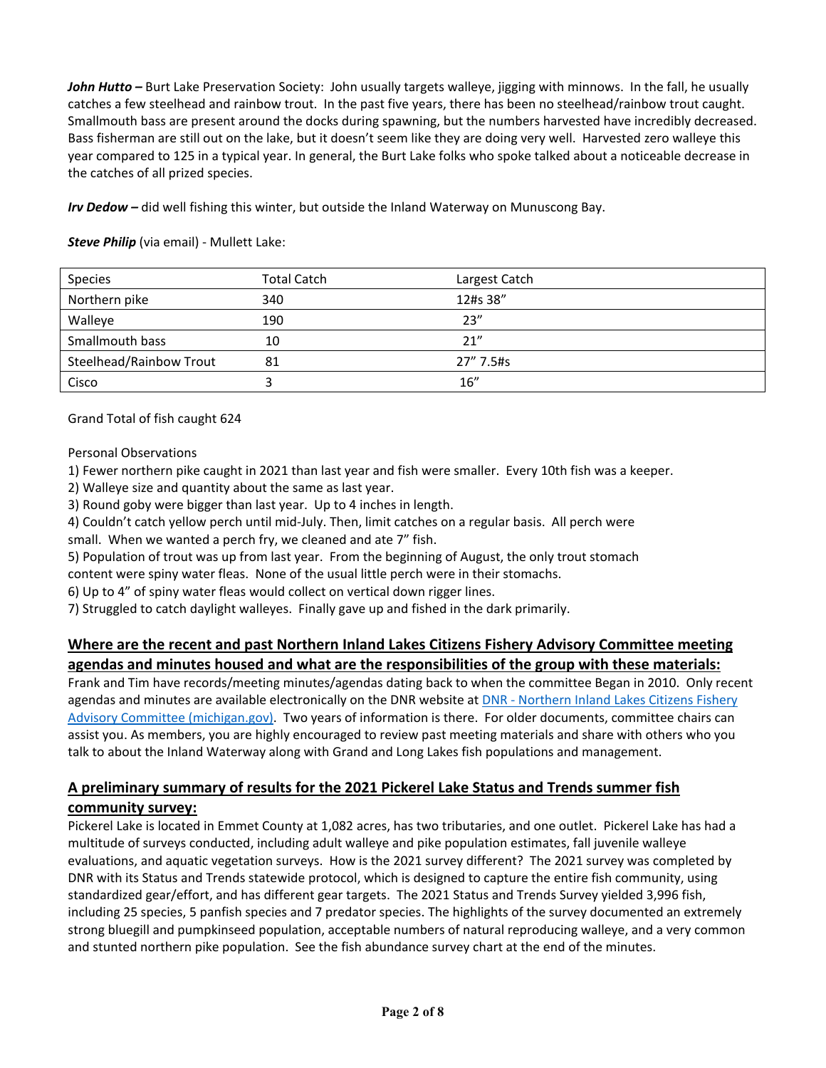***John Hutto –*** Burt Lake Preservation Society: John usually targets walleye, jigging with minnows. In the fall, he usually catches a few steelhead and rainbow trout. In the past five years, there has been no steelhead/rainbow trout caught. Smallmouth bass are present around the docks during spawning, but the numbers harvested have incredibly decreased. Bass fisherman are still out on the lake, but it doesn't seem like they are doing very well. Harvested zero walleye this year compared to 125 in a typical year. In general, the Burt Lake folks who spoke talked about a noticeable decrease in the catches of all prized species.

***Irv Dedow –*** did well fishing this winter, but outside the Inland Waterway on Munuscong Bay.

***Steve Philip*** (via email) - Mullett Lake:

| Species | Total Catch | Largest Catch |
|---|---|---|
| Northern pike | 340 | 12#s 38" |
| Walleye | 190 | 23" |
| Smallmouth bass | 10 | 21" |
| Steelhead/Rainbow Trout | 81 | 27" 7.5#s |
| Cisco | 3 | 16" |

Grand Total of fish caught 624

Personal Observations

1) Fewer northern pike caught in 2021 than last year and fish were smaller. Every 10th fish was a keeper.
2) Walleye size and quantity about the same as last year.
3) Round goby were bigger than last year. Up to 4 inches in length.
4) Couldn't catch yellow perch until mid-July. Then, limit catches on a regular basis. All perch were small. When we wanted a perch fry, we cleaned and ate 7" fish.
5) Population of trout was up from last year. From the beginning of August, the only trout stomach content were spiny water fleas. None of the usual little perch were in their stomachs.
6) Up to 4" of spiny water fleas would collect on vertical down rigger lines.
7) Struggled to catch daylight walleyes. Finally gave up and fished in the dark primarily.

## Where are the recent and past Northern Inland Lakes Citizens Fishery Advisory Committee meeting agendas and minutes housed and what are the responsibilities of the group with these materials:

Frank and Tim have records/meeting minutes/agendas dating back to when the committee Began in 2010. Only recent agendas and minutes are available electronically on the DNR website at DNR - Northern Inland Lakes Citizens Fishery Advisory Committee (michigan.gov). Two years of information is there. For older documents, committee chairs can assist you. As members, you are highly encouraged to review past meeting materials and share with others who you talk to about the Inland Waterway along with Grand and Long Lakes fish populations and management.

## A preliminary summary of results for the 2021 Pickerel Lake Status and Trends summer fish community survey:

Pickerel Lake is located in Emmet County at 1,082 acres, has two tributaries, and one outlet. Pickerel Lake has had a multitude of surveys conducted, including adult walleye and pike population estimates, fall juvenile walleye evaluations, and aquatic vegetation surveys. How is the 2021 survey different? The 2021 survey was completed by DNR with its Status and Trends statewide protocol, which is designed to capture the entire fish community, using standardized gear/effort, and has different gear targets. The 2021 Status and Trends Survey yielded 3,996 fish, including 25 species, 5 panfish species and 7 predator species. The highlights of the survey documented an extremely strong bluegill and pumpkinseed population, acceptable numbers of natural reproducing walleye, and a very common and stunted northern pike population. See the fish abundance survey chart at the end of the minutes.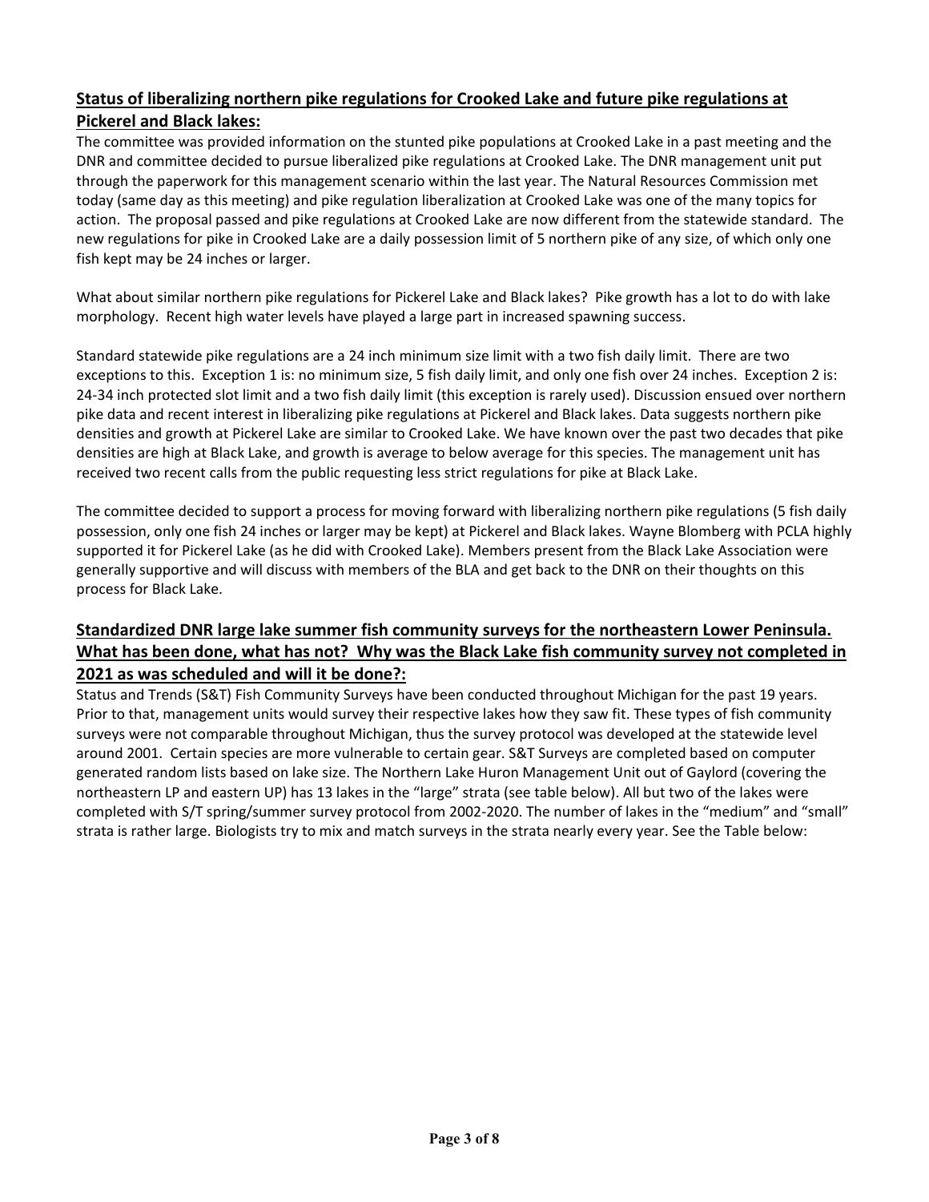## Status of liberalizing northern pike regulations for Crooked Lake and future pike regulations at Pickerel and Black lakes:

The committee was provided information on the stunted pike populations at Crooked Lake in a past meeting and the DNR and committee decided to pursue liberalized pike regulations at Crooked Lake. The DNR management unit put through the paperwork for this management scenario within the last year. The Natural Resources Commission met today (same day as this meeting) and pike regulation liberalization at Crooked Lake was one of the many topics for action. The proposal passed and pike regulations at Crooked Lake are now different from the statewide standard. The new regulations for pike in Crooked Lake are a daily possession limit of 5 northern pike of any size, of which only one fish kept may be 24 inches or larger.

What about similar northern pike regulations for Pickerel Lake and Black lakes? Pike growth has a lot to do with lake morphology. Recent high water levels have played a large part in increased spawning success.

Standard statewide pike regulations are a 24 inch minimum size limit with a two fish daily limit. There are two exceptions to this. Exception 1 is: no minimum size, 5 fish daily limit, and only one fish over 24 inches. Exception 2 is: 24-34 inch protected slot limit and a two fish daily limit (this exception is rarely used). Discussion ensued over northern pike data and recent interest in liberalizing pike regulations at Pickerel and Black lakes. Data suggests northern pike densities and growth at Pickerel Lake are similar to Crooked Lake. We have known over the past two decades that pike densities are high at Black Lake, and growth is average to below average for this species. The management unit has received two recent calls from the public requesting less strict regulations for pike at Black Lake.

The committee decided to support a process for moving forward with liberalizing northern pike regulations (5 fish daily possession, only one fish 24 inches or larger may be kept) at Pickerel and Black lakes. Wayne Blomberg with PCLA highly supported it for Pickerel Lake (as he did with Crooked Lake). Members present from the Black Lake Association were generally supportive and will discuss with members of the BLA and get back to the DNR on their thoughts on this process for Black Lake.

## Standardized DNR large lake summer fish community surveys for the northeastern Lower Peninsula. What has been done, what has not? Why was the Black Lake fish community survey not completed in 2021 as was scheduled and will it be done?:

Status and Trends (S&T) Fish Community Surveys have been conducted throughout Michigan for the past 19 years. Prior to that, management units would survey their respective lakes how they saw fit. These types of fish community surveys were not comparable throughout Michigan, thus the survey protocol was developed at the statewide level around 2001. Certain species are more vulnerable to certain gear. S&T Surveys are completed based on computer generated random lists based on lake size. The Northern Lake Huron Management Unit out of Gaylord (covering the northeastern LP and eastern UP) has 13 lakes in the "large" strata (see table below). All but two of the lakes were completed with S/T spring/summer survey protocol from 2002-2020. The number of lakes in the "medium" and "small" strata is rather large. Biologists try to mix and match surveys in the strata nearly every year. See the Table below: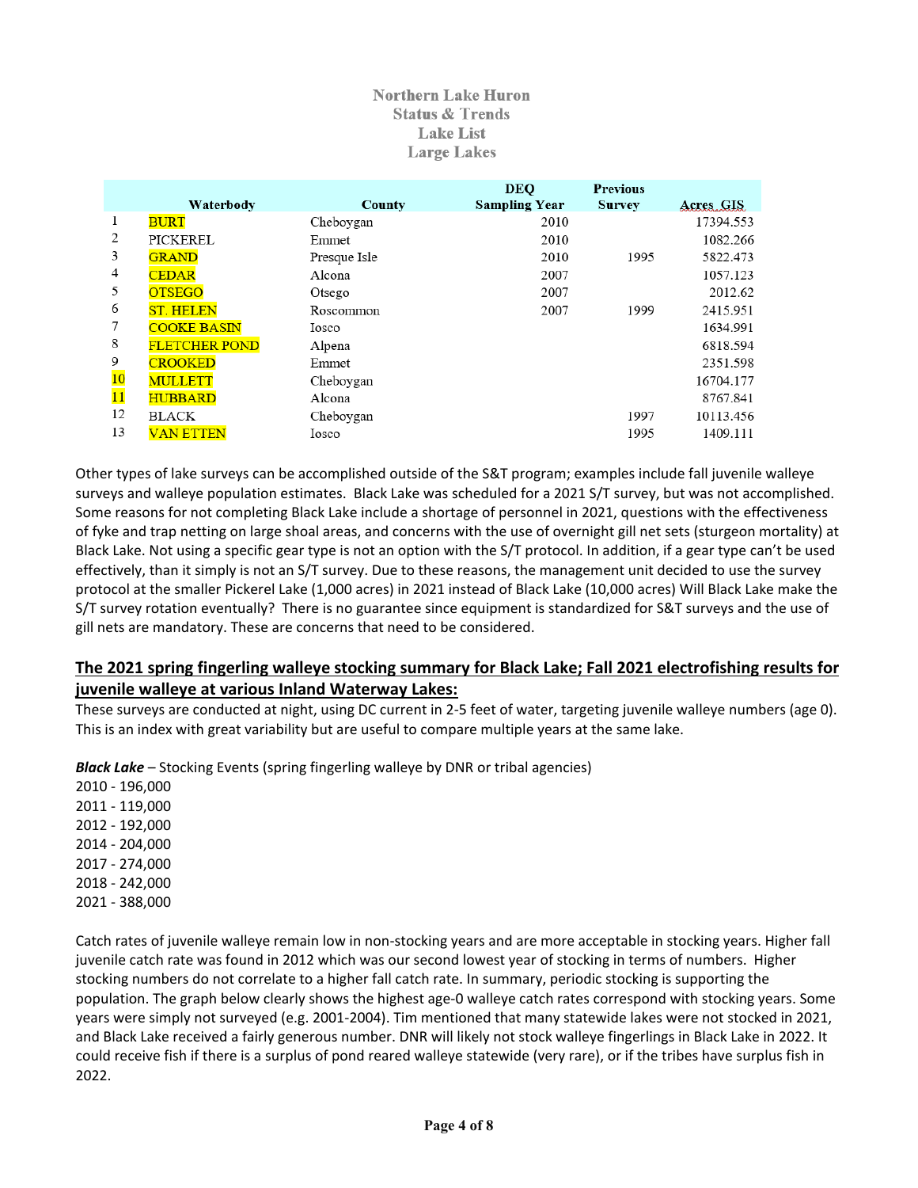**Northern Lake Huron**
**Status & Trends**
**Lake List**
**Large Lakes**

| | Waterbody | County | DEQ Sampling Year | Previous Survey | Acres GIS |
|---|---|---|---|---|---|
| 1 | BURT | Cheboygan | 2010 | | 17394.553 |
| 2 | PICKEREL | Emmet | 2010 | | 1082.266 |
| 3 | GRAND | Presque Isle | 2010 | 1995 | 5822.473 |
| 4 | CEDAR | Alcona | 2007 | | 1057.123 |
| 5 | OTSEGO | Otsego | 2007 | | 2012.62 |
| 6 | ST. HELEN | Roscommon | 2007 | 1999 | 2415.951 |
| 7 | COOKE BASIN | Iosco | | | 1634.991 |
| 8 | FLETCHER POND | Alpena | | | 6818.594 |
| 9 | CROOKED | Emmet | | | 2351.598 |
| 10 | MULLETT | Cheboygan | | | 16704.177 |
| 11 | HUBBARD | Alcona | | | 8767.841 |
| 12 | BLACK | Cheboygan | | 1997 | 10113.456 |
| 13 | VAN ETTEN | Iosco | | 1995 | 1409.111 |

Other types of lake surveys can be accomplished outside of the S&T program; examples include fall juvenile walleye surveys and walleye population estimates. Black Lake was scheduled for a 2021 S/T survey, but was not accomplished. Some reasons for not completing Black Lake include a shortage of personnel in 2021, questions with the effectiveness of fyke and trap netting on large shoal areas, and concerns with the use of overnight gill net sets (sturgeon mortality) at Black Lake. Not using a specific gear type is not an option with the S/T protocol. In addition, if a gear type can't be used effectively, than it simply is not an S/T survey. Due to these reasons, the management unit decided to use the survey protocol at the smaller Pickerel Lake (1,000 acres) in 2021 instead of Black Lake (10,000 acres) Will Black Lake make the S/T survey rotation eventually? There is no guarantee since equipment is standardized for S&T surveys and the use of gill nets are mandatory. These are concerns that need to be considered.

## The 2021 spring fingerling walleye stocking summary for Black Lake; Fall 2021 electrofishing results for juvenile walleye at various Inland Waterway Lakes:

These surveys are conducted at night, using DC current in 2-5 feet of water, targeting juvenile walleye numbers (age 0). This is an index with great variability but are useful to compare multiple years at the same lake.

***Black Lake*** – Stocking Events (spring fingerling walleye by DNR or tribal agencies)

2010 - 196,000
2011 - 119,000
2012 - 192,000
2014 - 204,000
2017 - 274,000
2018 - 242,000
2021 - 388,000

Catch rates of juvenile walleye remain low in non-stocking years and are more acceptable in stocking years. Higher fall juvenile catch rate was found in 2012 which was our second lowest year of stocking in terms of numbers. Higher stocking numbers do not correlate to a higher fall catch rate. In summary, periodic stocking is supporting the population. The graph below clearly shows the highest age-0 walleye catch rates correspond with stocking years. Some years were simply not surveyed (e.g. 2001-2004). Tim mentioned that many statewide lakes were not stocked in 2021, and Black Lake received a fairly generous number. DNR will likely not stock walleye fingerlings in Black Lake in 2022. It could receive fish if there is a surplus of pond reared walleye statewide (very rare), or if the tribes have surplus fish in 2022.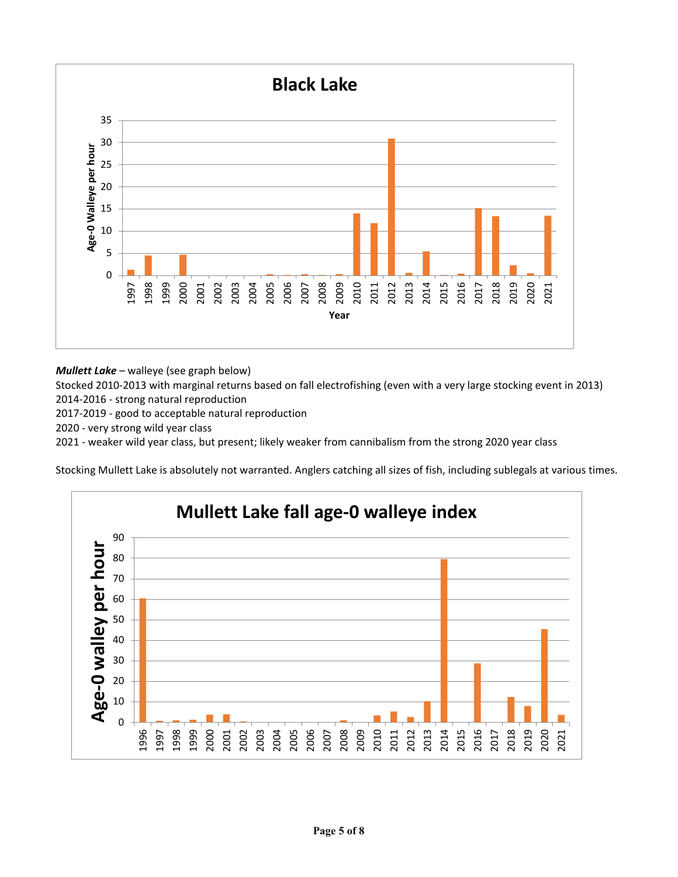**Black Lake**

*Mullett Lake* – walleye (see graph below)

Stocked 2010-2013 with marginal returns based on fall electrofishing (even with a very large stocking event in 2013)

2014-2016 - strong natural reproduction

2017-2019 - good to acceptable natural reproduction

2020 - very strong wild year class

2021 - weaker wild year class, but present; likely weaker from cannibalism from the strong 2020 year class

Stocking Mullett Lake is absolutely not warranted. Anglers catching all sizes of fish, including sublegals at various times.

**Mullett Lake fall age-0 walleye index**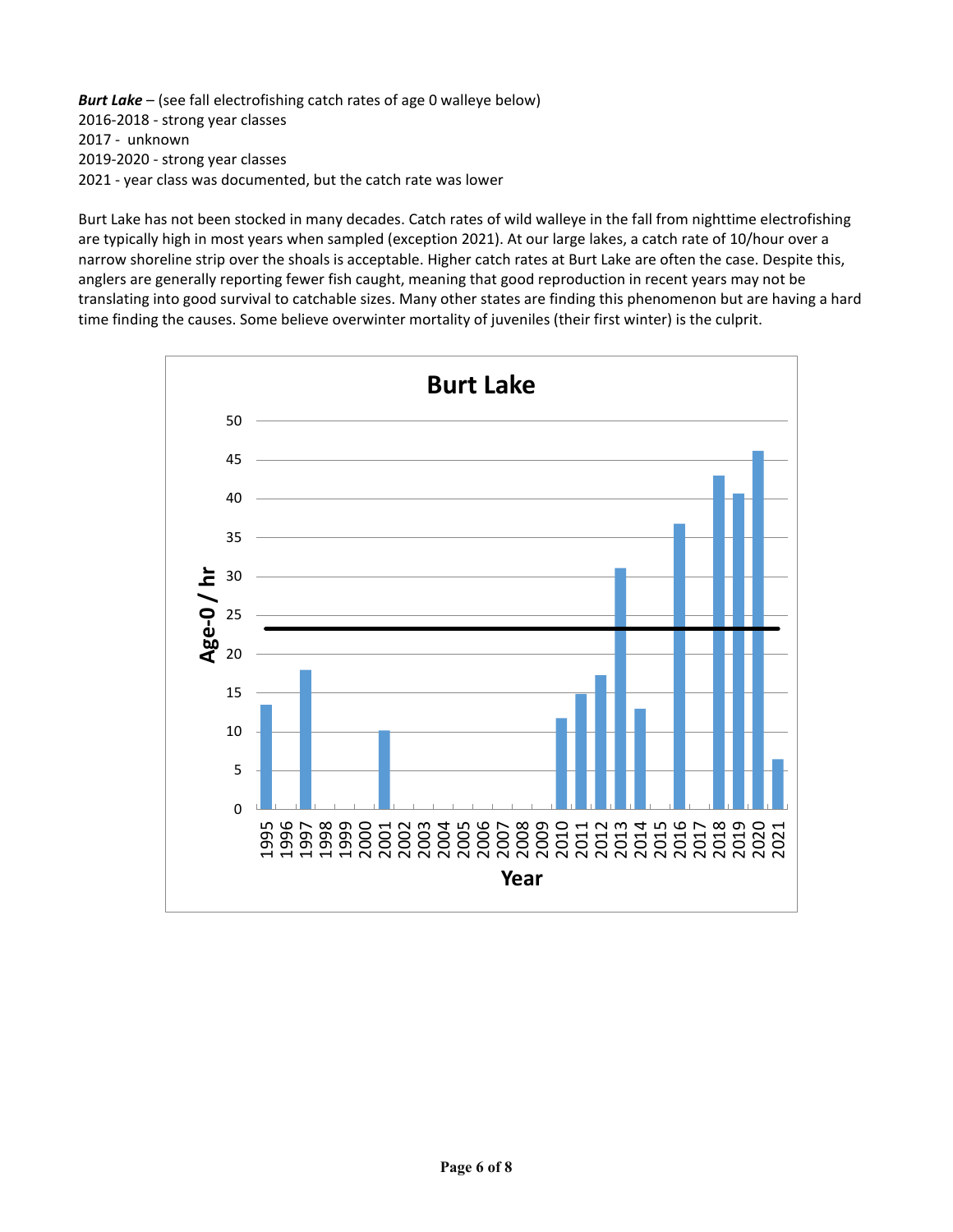***Burt Lake*** – (see fall electrofishing catch rates of age 0 walleye below)
2016-2018 - strong year classes
2017 - unknown
2019-2020 - strong year classes
2021 - year class was documented, but the catch rate was lower

Burt Lake has not been stocked in many decades. Catch rates of wild walleye in the fall from nighttime electrofishing are typically high in most years when sampled (exception 2021). At our large lakes, a catch rate of 10/hour over a narrow shoreline strip over the shoals is acceptable. Higher catch rates at Burt Lake are often the case. Despite this, anglers are generally reporting fewer fish caught, meaning that good reproduction in recent years may not be translating into good survival to catchable sizes. Many other states are finding this phenomenon but are having a hard time finding the causes. Some believe overwinter mortality of juveniles (their first winter) is the culprit.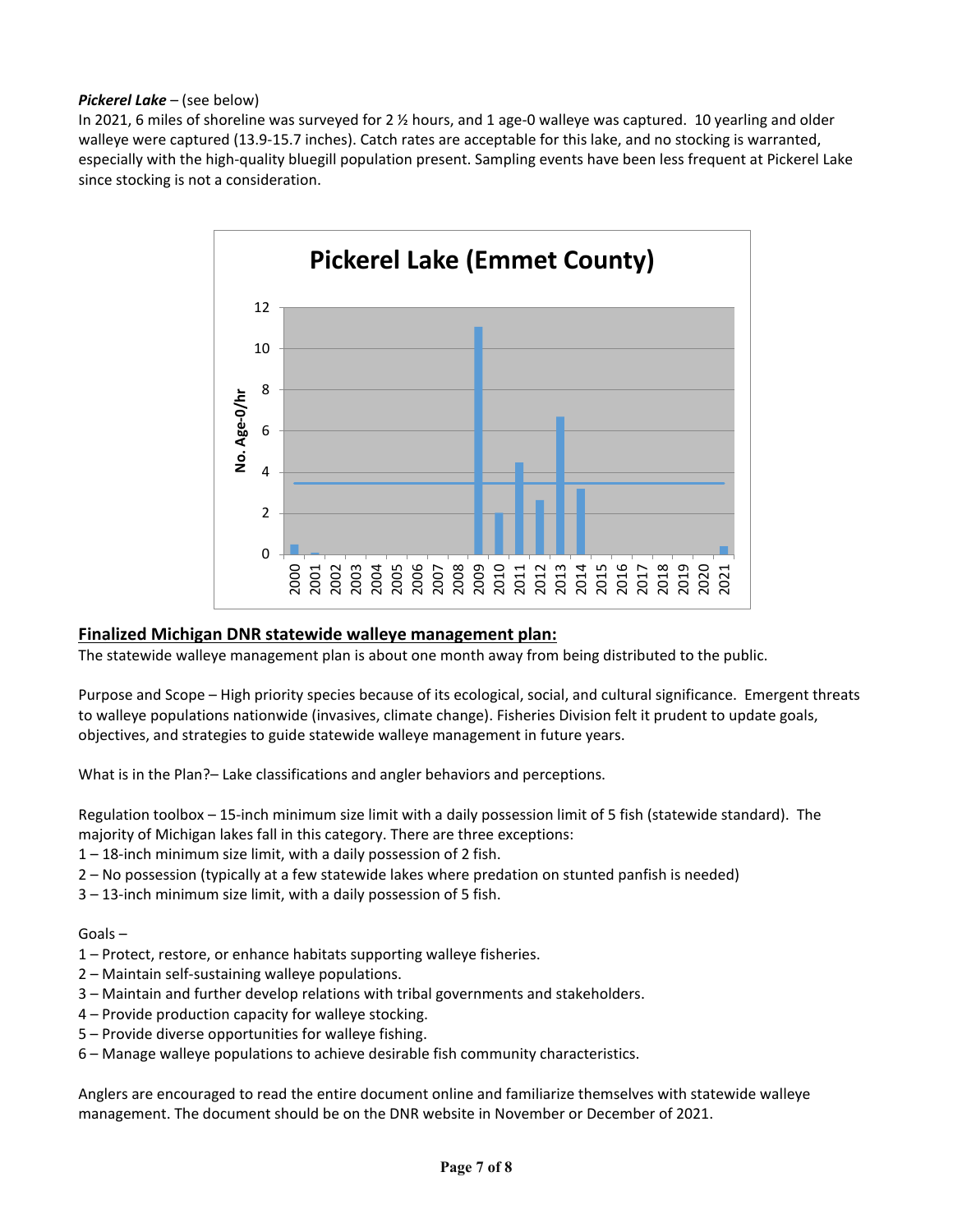***Pickerel Lake*** – (see below)

In 2021, 6 miles of shoreline was surveyed for 2 ½ hours, and 1 age-0 walleye was captured. 10 yearling and older walleye were captured (13.9-15.7 inches). Catch rates are acceptable for this lake, and no stocking is warranted, especially with the high-quality bluegill population present. Sampling events have been less frequent at Pickerel Lake since stocking is not a consideration.

## Finalized Michigan DNR statewide walleye management plan:

The statewide walleye management plan is about one month away from being distributed to the public.

Purpose and Scope – High priority species because of its ecological, social, and cultural significance. Emergent threats to walleye populations nationwide (invasives, climate change). Fisheries Division felt it prudent to update goals, objectives, and strategies to guide statewide walleye management in future years.

What is in the Plan?– Lake classifications and angler behaviors and perceptions.

Regulation toolbox – 15-inch minimum size limit with a daily possession limit of 5 fish (statewide standard). The majority of Michigan lakes fall in this category. There are three exceptions:

1 – 18-inch minimum size limit, with a daily possession of 2 fish.
2 – No possession (typically at a few statewide lakes where predation on stunted panfish is needed)
3 – 13-inch minimum size limit, with a daily possession of 5 fish.

Goals –

1 – Protect, restore, or enhance habitats supporting walleye fisheries.
2 – Maintain self-sustaining walleye populations.
3 – Maintain and further develop relations with tribal governments and stakeholders.
4 – Provide production capacity for walleye stocking.
5 – Provide diverse opportunities for walleye fishing.
6 – Manage walleye populations to achieve desirable fish community characteristics.

Anglers are encouraged to read the entire document online and familiarize themselves with statewide walleye management. The document should be on the DNR website in November or December of 2021.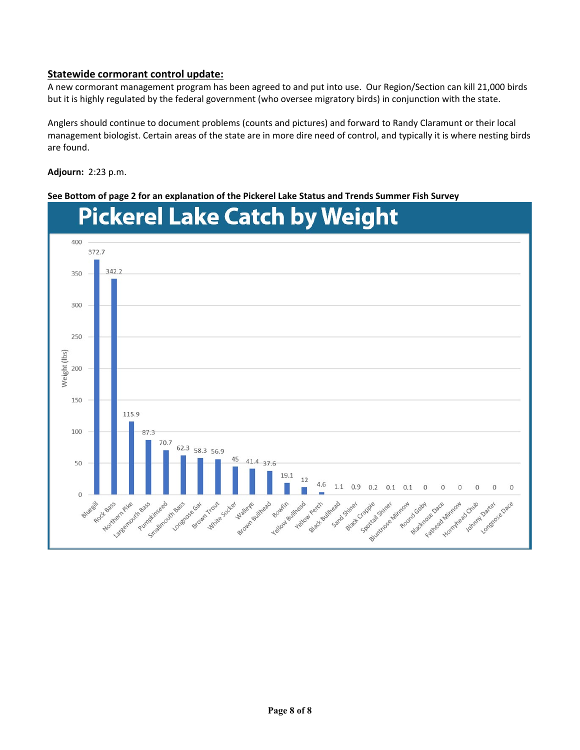## Statewide cormorant control update:

A new cormorant management program has been agreed to and put into use. Our Region/Section can kill 21,000 birds but it is highly regulated by the federal government (who oversee migratory birds) in conjunction with the state.

Anglers should continue to document problems (counts and pictures) and forward to Randy Claramunt or their local management biologist. Certain areas of the state are in more dire need of control, and typically it is where nesting birds are found.

**Adjourn:** 2:23 p.m.

**See Bottom of page 2 for an explanation of the Pickerel Lake Status and Trends Summer Fish Survey**

Pickerel Lake Catch by Weight

Weight (lbs)

0
50
100
150
200
250
300
350
400

372.7
342.2
115.9
87.3
70.7
62.3
58.3
56.9
45
41.4
37.6
19.1
12
4.6
1.1
0.9
0.2
0.1
0.1
0
0
0
0
0
0

Bluegill
Rock Bass
Northern Pike
Largemouth Bass
Pumpkinseed
Smallmouth Bass
Longnose Gar
Brown Trout
White Sucker
Walleye
Brown Bullhead
Bowfin
Yellow Bullhead
Yellow Perch
Black Bullhead
Sand Shiner
Black Crappie
Spottail Shiner
Bluntnose Minnow
Round Goby
Blacknose Dace
Fathead Minnow
Hornyhead Chub
Johnny Darter
Longnose Dace